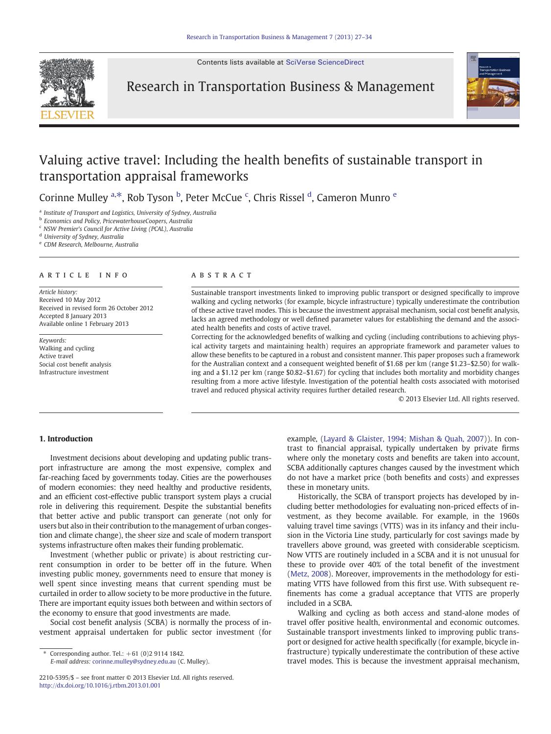# Valuing active travel: Including the health benefits of sustainable transport in transportation appraisal frameworks

Corinne Mulley [a,*], Rob Tyson [b], Peter McCue [c], Chris Rissel [d], Cameron Munro [e]

[a] Institute of Transport and Logistics, University of Sydney, Australia
[b] Economics and Policy, PricewaterhouseCoopers, Australia
[c] NSW Premier's Council for Active Living (PCAL), Australia
[d] University of Sydney, Australia
[e] CDM Research, Melbourne, Australia

## ARTICLE INFO

*Article history:*
Received 10 May 2012
Received in revised form 26 October 2012
Accepted 8 January 2013
Available online 1 February 2013

*Keywords:*
Walking and cycling
Active travel
Social cost benefit analysis
Infrastructure investment

## ABSTRACT

Sustainable transport investments linked to improving public transport or designed specifically to improve walking and cycling networks (for example, bicycle infrastructure) typically underestimate the contribution of these active travel modes. This is because the investment appraisal mechanism, social cost benefit analysis, lacks an agreed methodology or well defined parameter values for establishing the demand and the associated health benefits and costs of active travel.

Correcting for the acknowledged benefits of walking and cycling (including contributions to achieving physical activity targets and maintaining health) requires an appropriate framework and parameter values to allow these benefits to be captured in a robust and consistent manner. This paper proposes such a framework for the Australian context and a consequent weighted benefit of \$1.68 per km (range \$1.23–\$2.50) for walking and a \$1.12 per km (range \$0.82–\$1.67) for cycling that includes both mortality and morbidity changes resulting from a more active lifestyle. Investigation of the potential health costs associated with motorised travel and reduced physical activity requires further detailed research.

© 2013 Elsevier Ltd. All rights reserved.

## 1. Introduction

Investment decisions about developing and updating public transport infrastructure are among the most expensive, complex and far-reaching faced by governments today. Cities are the powerhouses of modern economies: they need healthy and productive residents, and an efficient cost-effective public transport system plays a crucial role in delivering this requirement. Despite the substantial benefits that better active and public transport can generate (not only for users but also in their contribution to the management of urban congestion and climate change), the sheer size and scale of modern transport systems infrastructure often makes their funding problematic.

Investment (whether public or private) is about restricting current consumption in order to be better off in the future. When investing public money, governments need to ensure that money is well spent since investing means that current spending must be curtailed in order to allow society to be more productive in the future. There are important equity issues both between and within sectors of the economy to ensure that good investments are made.

Social cost benefit analysis (SCBA) is normally the process of investment appraisal undertaken for public sector investment (for example, (Layard & Glaister, 1994; Mishan & Quah, 2007)). In contrast to financial appraisal, typically undertaken by private firms where only the monetary costs and benefits are taken into account, SCBA additionally captures changes caused by the investment which do not have a market price (both benefits and costs) and expresses these in monetary units.

Historically, the SCBA of transport projects has developed by including better methodologies for evaluating non-priced effects of investment, as they become available. For example, in the 1960s valuing travel time savings (VTTS) was in its infancy and their inclusion in the Victoria Line study, particularly for cost savings made by travellers above ground, was greeted with considerable scepticism. Now VTTS are routinely included in a SCBA and it is not unusual for these to provide over 40% of the total benefit of the investment (Metz, 2008). Moreover, improvements in the methodology for estimating VTTS have followed from this first use. With subsequent refinements has come a gradual acceptance that VTTS are properly included in a SCBA.

Walking and cycling as both access and stand-alone modes of travel offer positive health, environmental and economic outcomes. Sustainable transport investments linked to improving public transport or designed for active health specifically (for example, bicycle infrastructure) typically underestimate the contribution of these active travel modes. This is because the investment appraisal mechanism,

\* Corresponding author. Tel.: +61 (0)2 9114 1842.
*E-mail address:* corinne.mulley@sydney.edu.au (C. Mulley).

2210-5395/\$ – see front matter © 2013 Elsevier Ltd. All rights reserved.
http://dx.doi.org/10.1016/j.rtbm.2013.01.001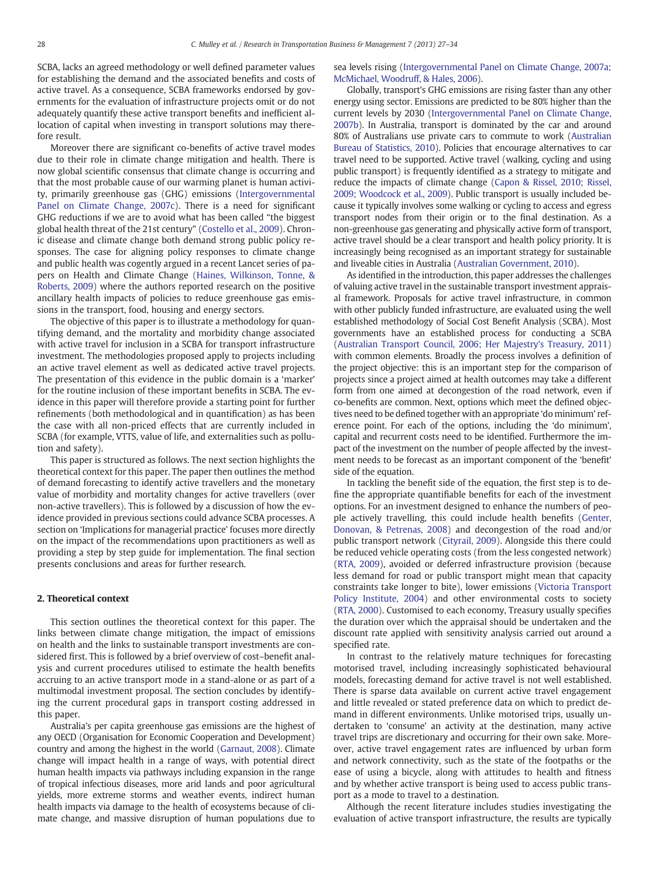SCBA, lacks an agreed methodology or well defined parameter values for establishing the demand and the associated benefits and costs of active travel. As a consequence, SCBA frameworks endorsed by governments for the evaluation of infrastructure projects omit or do not adequately quantify these active transport benefits and inefficient allocation of capital when investing in transport solutions may therefore result.

Moreover there are significant co-benefits of active travel modes due to their role in climate change mitigation and health. There is now global scientific consensus that climate change is occurring and that the most probable cause of our warming planet is human activity, primarily greenhouse gas (GHG) emissions (Intergovernmental Panel on Climate Change, 2007c). There is a need for significant GHG reductions if we are to avoid what has been called "the biggest global health threat of the 21st century" (Costello et al., 2009). Chronic disease and climate change both demand strong public policy responses. The case for aligning policy responses to climate change and public health was cogently argued in a recent Lancet series of papers on Health and Climate Change (Haines, Wilkinson, Tonne, & Roberts, 2009) where the authors reported research on the positive ancillary health impacts of policies to reduce greenhouse gas emissions in the transport, food, housing and energy sectors.

The objective of this paper is to illustrate a methodology for quantifying demand, and the mortality and morbidity change associated with active travel for inclusion in a SCBA for transport infrastructure investment. The methodologies proposed apply to projects including an active travel element as well as dedicated active travel projects. The presentation of this evidence in the public domain is a 'marker' for the routine inclusion of these important benefits in SCBA. The evidence in this paper will therefore provide a starting point for further refinements (both methodological and in quantification) as has been the case with all non-priced effects that are currently included in SCBA (for example, VTTS, value of life, and externalities such as pollution and safety).

This paper is structured as follows. The next section highlights the theoretical context for this paper. The paper then outlines the method of demand forecasting to identify active travellers and the monetary value of morbidity and mortality changes for active travellers (over non-active travellers). This is followed by a discussion of how the evidence provided in previous sections could advance SCBA processes. A section on 'Implications for managerial practice' focuses more directly on the impact of the recommendations upon practitioners as well as providing a step by step guide for implementation. The final section presents conclusions and areas for further research.

## 2. Theoretical context

This section outlines the theoretical context for this paper. The links between climate change mitigation, the impact of emissions on health and the links to sustainable transport investments are considered first. This is followed by a brief overview of cost–benefit analysis and current procedures utilised to estimate the health benefits accruing to an active transport mode in a stand-alone or as part of a multimodal investment proposal. The section concludes by identifying the current procedural gaps in transport costing addressed in this paper.

Australia's per capita greenhouse gas emissions are the highest of any OECD (Organisation for Economic Cooperation and Development) country and among the highest in the world (Garnaut, 2008). Climate change will impact health in a range of ways, with potential direct human health impacts via pathways including expansion in the range of tropical infectious diseases, more arid lands and poor agricultural yields, more extreme storms and weather events, indirect human health impacts via damage to the health of ecosystems because of climate change, and massive disruption of human populations due to sea levels rising (Intergovernmental Panel on Climate Change, 2007a; McMichael, Woodruff, & Hales, 2006).

Globally, transport's GHG emissions are rising faster than any other energy using sector. Emissions are predicted to be 80% higher than the current levels by 2030 (Intergovernmental Panel on Climate Change, 2007b). In Australia, transport is dominated by the car and around 80% of Australians use private cars to commute to work (Australian Bureau of Statistics, 2010). Policies that encourage alternatives to car travel need to be supported. Active travel (walking, cycling and using public transport) is frequently identified as a strategy to mitigate and reduce the impacts of climate change (Capon & Rissel, 2010; Rissel, 2009; Woodcock et al., 2009). Public transport is usually included because it typically involves some walking or cycling to access and egress transport nodes from their origin or to the final destination. As a non-greenhouse gas generating and physically active form of transport, active travel should be a clear transport and health policy priority. It is increasingly being recognised as an important strategy for sustainable and liveable cities in Australia (Australian Government, 2010).

As identified in the introduction, this paper addresses the challenges of valuing active travel in the sustainable transport investment appraisal framework. Proposals for active travel infrastructure, in common with other publicly funded infrastructure, are evaluated using the well established methodology of Social Cost Benefit Analysis (SCBA). Most governments have an established process for conducting a SCBA (Australian Transport Council, 2006; Her Majesty's Treasury, 2011) with common elements. Broadly the process involves a definition of the project objective: this is an important step for the comparison of projects since a project aimed at health outcomes may take a different form from one aimed at decongestion of the road network, even if co-benefits are common. Next, options which meet the defined objectives need to be defined together with an appropriate 'do minimum' reference point. For each of the options, including the 'do minimum', capital and recurrent costs need to be identified. Furthermore the impact of the investment on the number of people affected by the investment needs to be forecast as an important component of the 'benefit' side of the equation.

In tackling the benefit side of the equation, the first step is to define the appropriate quantifiable benefits for each of the investment options. For an investment designed to enhance the numbers of people actively travelling, this could include health benefits (Genter, Donovan, & Petrenas, 2008) and decongestion of the road and/or public transport network (Cityrail, 2009). Alongside this there could be reduced vehicle operating costs (from the less congested network) (RTA, 2009), avoided or deferred infrastructure provision (because less demand for road or public transport might mean that capacity constraints take longer to bite), lower emissions (Victoria Transport Policy Institute, 2004) and other environmental costs to society (RTA, 2000). Customised to each economy, Treasury usually specifies the duration over which the appraisal should be undertaken and the discount rate applied with sensitivity analysis carried out around a specified rate.

In contrast to the relatively mature techniques for forecasting motorised travel, including increasingly sophisticated behavioural models, forecasting demand for active travel is not well established. There is sparse data available on current active travel engagement and little revealed or stated preference data on which to predict demand in different environments. Unlike motorised trips, usually undertaken to 'consume' an activity at the destination, many active travel trips are discretionary and occurring for their own sake. Moreover, active travel engagement rates are influenced by urban form and network connectivity, such as the state of the footpaths or the ease of using a bicycle, along with attitudes to health and fitness and by whether active transport is being used to access public transport as a mode to travel to a destination.

Although the recent literature includes studies investigating the evaluation of active transport infrastructure, the results are typically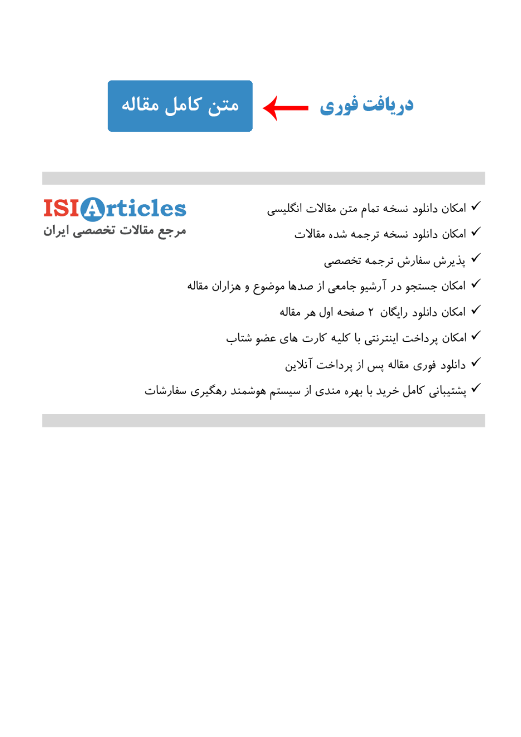دریافت فوری ← متن کامل مقاله

**ISIArticles**
مرجع مقالات تخصصی ایران

- ✓ امکان دانلود نسخه تمام متن مقالات انگلیسی
- ✓ امکان دانلود نسخه ترجمه شده مقالات
- ✓ پذیرش سفارش ترجمه تخصصی
- ✓ امکان جستجو در آرشیو جامعی از صدها موضوع و هزاران مقاله
- ✓ امکان دانلود رایگان ۲ صفحه اول هر مقاله
- ✓ امکان پرداخت اینترنتی با کلیه کارت های عضو شتاب
- ✓ دانلود فوری مقاله پس از پرداخت آنلاین
- ✓ پشتیبانی کامل خرید با بهره مندی از سیستم هوشمند رهگیری سفارشات